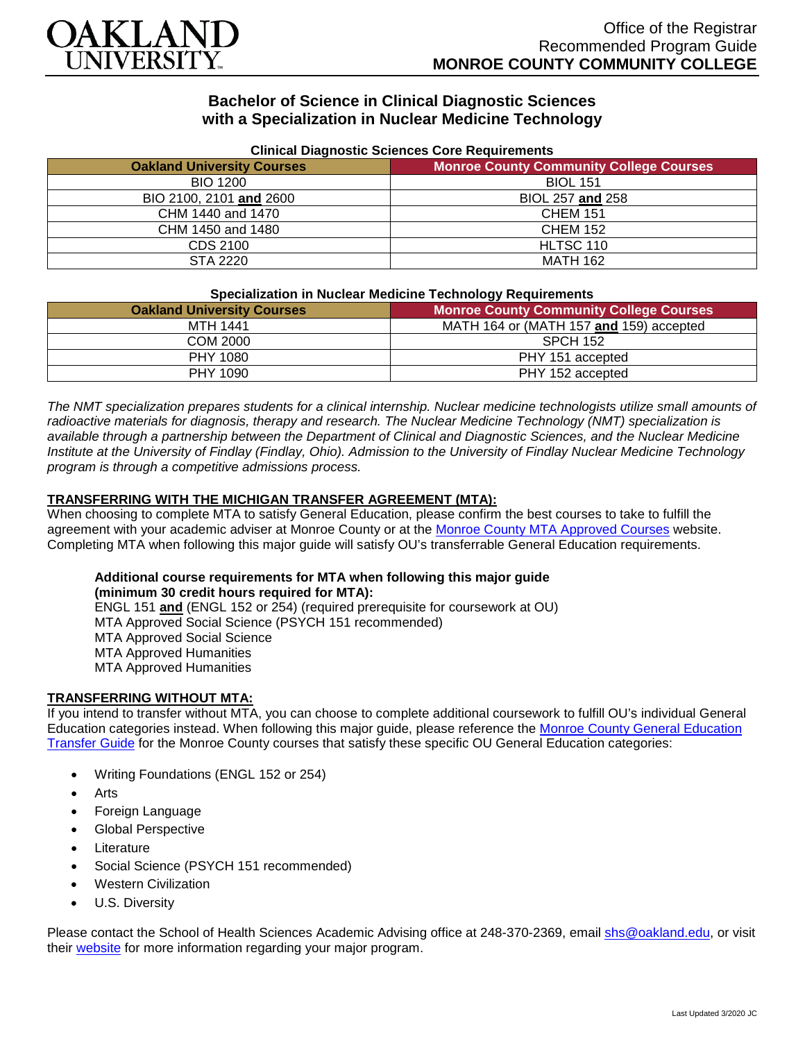# Bachelor of Science in Clinical Diagnostic Sciences with a Specialization in Nuclear Medicine Technology

**Clinical Diagnostic Sciences Core Requirements**

| Oakland University Courses | Monroe County Community College Courses |
|---|---|
| BIO 1200 | BIOL 151 |
| BIO 2100, 2101 **and** 2600 | BIOL 257 **and** 258 |
| CHM 1440 and 1470 | CHEM 151 |
| CHM 1450 and 1480 | CHEM 152 |
| CDS 2100 | HLTSC 110 |
| STA 2220 | MATH 162 |

**Specialization in Nuclear Medicine Technology Requirements**

| Oakland University Courses | Monroe County Community College Courses |
|---|---|
| MTH 1441 | MATH 164 or (MATH 157 **and** 159) accepted |
| COM 2000 | SPCH 152 |
| PHY 1080 | PHY 151 accepted |
| PHY 1090 | PHY 152 accepted |

*The NMT specialization prepares students for a clinical internship. Nuclear medicine technologists utilize small amounts of radioactive materials for diagnosis, therapy and research. The Nuclear Medicine Technology (NMT) specialization is available through a partnership between the Department of Clinical and Diagnostic Sciences, and the Nuclear Medicine Institute at the University of Findlay (Findlay, Ohio). Admission to the University of Findlay Nuclear Medicine Technology program is through a competitive admissions process.*

## TRANSFERRING WITH THE MICHIGAN TRANSFER AGREEMENT (MTA):

When choosing to complete MTA to satisfy General Education, please confirm the best courses to take to fulfill the agreement with your academic adviser at Monroe County or at the Monroe County MTA Approved Courses website. Completing MTA when following this major guide will satisfy OU's transferrable General Education requirements.

**Additional course requirements for MTA when following this major guide (minimum 30 credit hours required for MTA):**
ENGL 151 **and** (ENGL 152 or 254) (required prerequisite for coursework at OU)
MTA Approved Social Science (PSYCH 151 recommended)
MTA Approved Social Science
MTA Approved Humanities
MTA Approved Humanities

## TRANSFERRING WITHOUT MTA:

If you intend to transfer without MTA, you can choose to complete additional coursework to fulfill OU's individual General Education categories instead. When following this major guide, please reference the Monroe County General Education Transfer Guide for the Monroe County courses that satisfy these specific OU General Education categories:

- Writing Foundations (ENGL 152 or 254)
- Arts
- Foreign Language
- Global Perspective
- Literature
- Social Science (PSYCH 151 recommended)
- Western Civilization
- U.S. Diversity

Please contact the School of Health Sciences Academic Advising office at 248-370-2369, email shs@oakland.edu, or visit their website for more information regarding your major program.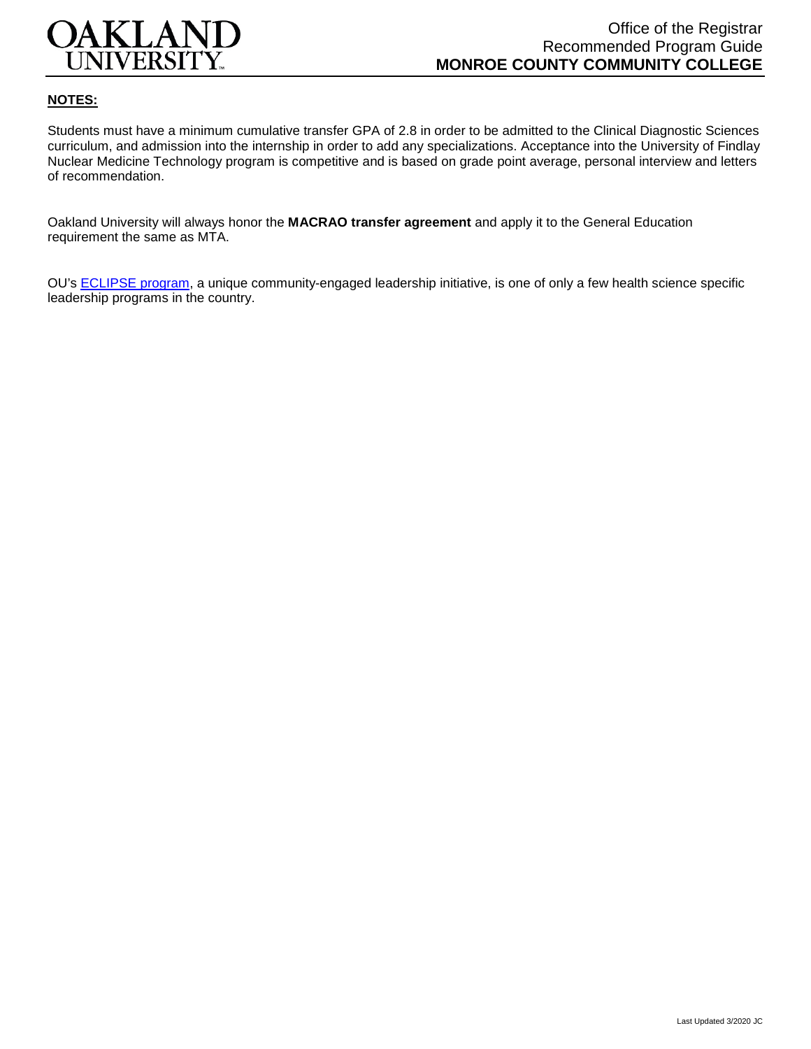**NOTES:**

Students must have a minimum cumulative transfer GPA of 2.8 in order to be admitted to the Clinical Diagnostic Sciences curriculum, and admission into the internship in order to add any specializations. Acceptance into the University of Findlay Nuclear Medicine Technology program is competitive and is based on grade point average, personal interview and letters of recommendation.

Oakland University will always honor the **MACRAO transfer agreement** and apply it to the General Education requirement the same as MTA.

OU's ECLIPSE program, a unique community-engaged leadership initiative, is one of only a few health science specific leadership programs in the country.